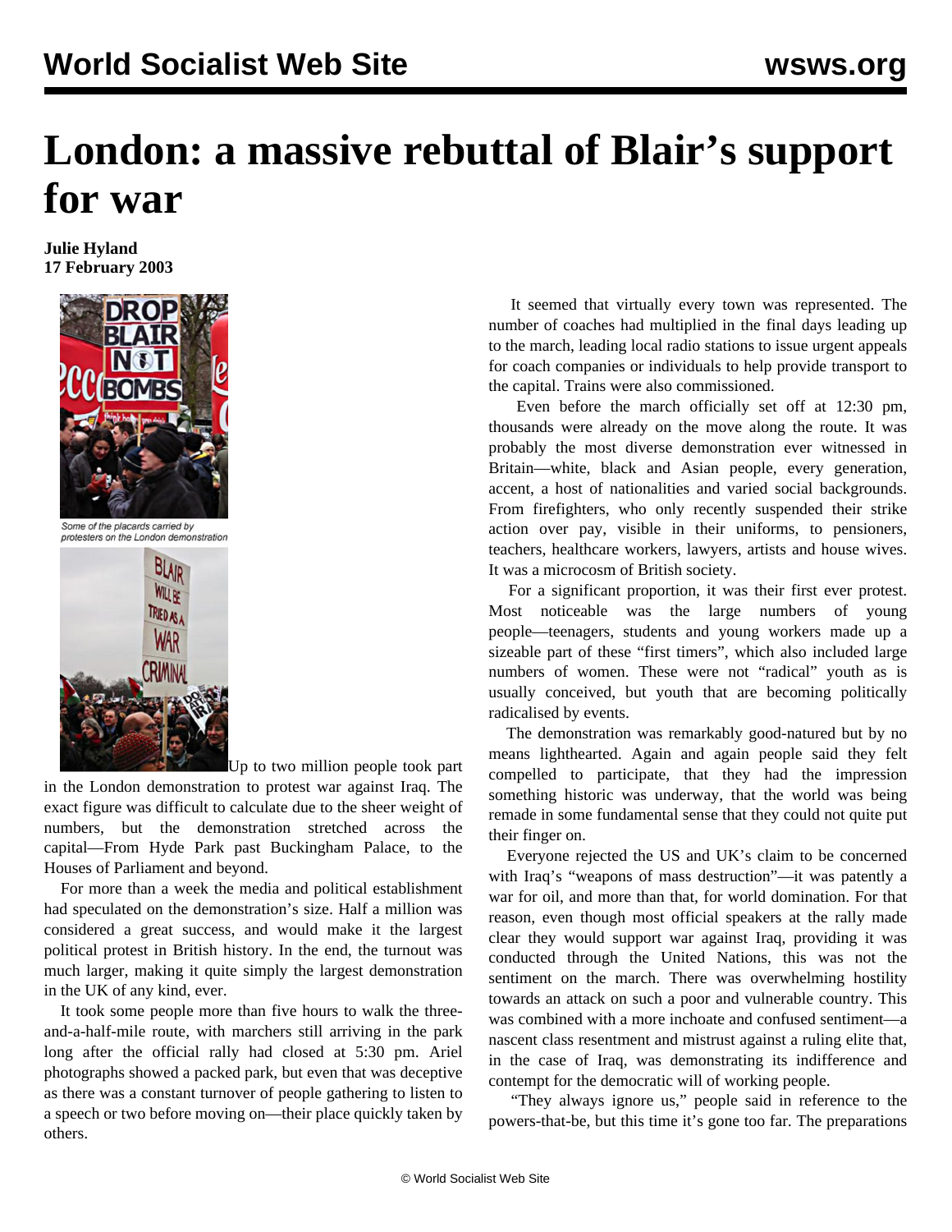# London: a massive rebuttal of Blair's support for war

**Julie Hyland**
**17 February 2003**

Some of the placards carried by protesters on the London demonstration

Up to two million people took part in the London demonstration to protest war against Iraq. The exact figure was difficult to calculate due to the sheer weight of numbers, but the demonstration stretched across the capital—From Hyde Park past Buckingham Palace, to the Houses of Parliament and beyond.

For more than a week the media and political establishment had speculated on the demonstration's size. Half a million was considered a great success, and would make it the largest political protest in British history. In the end, the turnout was much larger, making it quite simply the largest demonstration in the UK of any kind, ever.

It took some people more than five hours to walk the three-and-a-half-mile route, with marchers still arriving in the park long after the official rally had closed at 5:30 pm. Ariel photographs showed a packed park, but even that was deceptive as there was a constant turnover of people gathering to listen to a speech or two before moving on—their place quickly taken by others.

It seemed that virtually every town was represented. The number of coaches had multiplied in the final days leading up to the march, leading local radio stations to issue urgent appeals for coach companies or individuals to help provide transport to the capital. Trains were also commissioned.

Even before the march officially set off at 12:30 pm, thousands were already on the move along the route. It was probably the most diverse demonstration ever witnessed in Britain—white, black and Asian people, every generation, accent, a host of nationalities and varied social backgrounds. From firefighters, who only recently suspended their strike action over pay, visible in their uniforms, to pensioners, teachers, healthcare workers, lawyers, artists and house wives. It was a microcosm of British society.

For a significant proportion, it was their first ever protest. Most noticeable was the large numbers of young people—teenagers, students and young workers made up a sizeable part of these "first timers", which also included large numbers of women. These were not "radical" youth as is usually conceived, but youth that are becoming politically radicalised by events.

The demonstration was remarkably good-natured but by no means lighthearted. Again and again people said they felt compelled to participate, that they had the impression something historic was underway, that the world was being remade in some fundamental sense that they could not quite put their finger on.

Everyone rejected the US and UK's claim to be concerned with Iraq's "weapons of mass destruction"—it was patently a war for oil, and more than that, for world domination. For that reason, even though most official speakers at the rally made clear they would support war against Iraq, providing it was conducted through the United Nations, this was not the sentiment on the march. There was overwhelming hostility towards an attack on such a poor and vulnerable country. This was combined with a more inchoate and confused sentiment—a nascent class resentment and mistrust against a ruling elite that, in the case of Iraq, was demonstrating its indifference and contempt for the democratic will of working people.

"They always ignore us," people said in reference to the powers-that-be, but this time it's gone too far. The preparations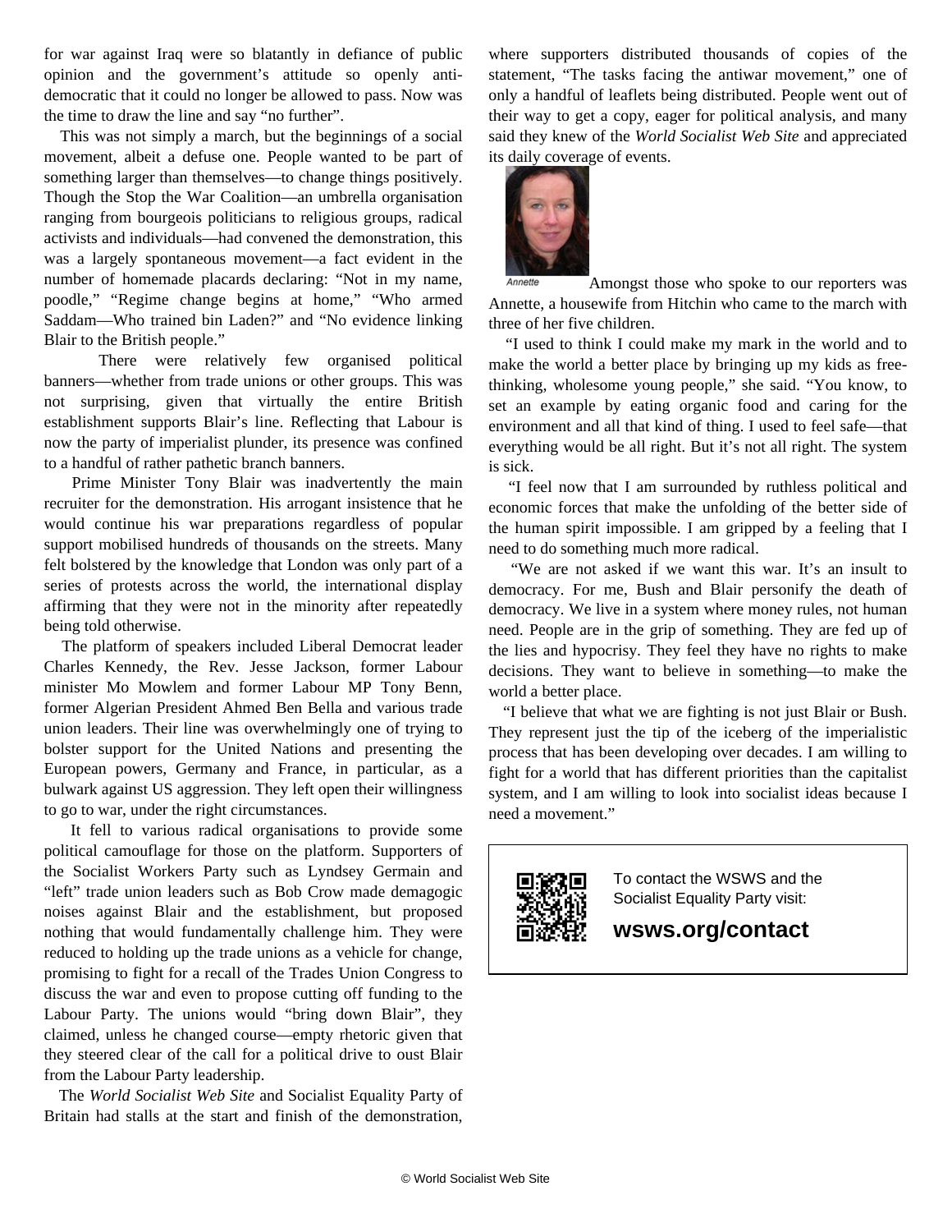for war against Iraq were so blatantly in defiance of public opinion and the government's attitude so openly anti-democratic that it could no longer be allowed to pass. Now was the time to draw the line and say "no further".

This was not simply a march, but the beginnings of a social movement, albeit a defuse one. People wanted to be part of something larger than themselves—to change things positively. Though the Stop the War Coalition—an umbrella organisation ranging from bourgeois politicians to religious groups, radical activists and individuals—had convened the demonstration, this was a largely spontaneous movement—a fact evident in the number of homemade placards declaring: "Not in my name, poodle," "Regime change begins at home," "Who armed Saddam—Who trained bin Laden?" and "No evidence linking Blair to the British people."

There were relatively few organised political banners—whether from trade unions or other groups. This was not surprising, given that virtually the entire British establishment supports Blair's line. Reflecting that Labour is now the party of imperialist plunder, its presence was confined to a handful of rather pathetic branch banners.

Prime Minister Tony Blair was inadvertently the main recruiter for the demonstration. His arrogant insistence that he would continue his war preparations regardless of popular support mobilised hundreds of thousands on the streets. Many felt bolstered by the knowledge that London was only part of a series of protests across the world, the international display affirming that they were not in the minority after repeatedly being told otherwise.

The platform of speakers included Liberal Democrat leader Charles Kennedy, the Rev. Jesse Jackson, former Labour minister Mo Mowlem and former Labour MP Tony Benn, former Algerian President Ahmed Ben Bella and various trade union leaders. Their line was overwhelmingly one of trying to bolster support for the United Nations and presenting the European powers, Germany and France, in particular, as a bulwark against US aggression. They left open their willingness to go to war, under the right circumstances.

It fell to various radical organisations to provide some political camouflage for those on the platform. Supporters of the Socialist Workers Party such as Lyndsey Germain and "left" trade union leaders such as Bob Crow made demagogic noises against Blair and the establishment, but proposed nothing that would fundamentally challenge him. They were reduced to holding up the trade unions as a vehicle for change, promising to fight for a recall of the Trades Union Congress to discuss the war and even to propose cutting off funding to the Labour Party. The unions would "bring down Blair", they claimed, unless he changed course—empty rhetoric given that they steered clear of the call for a political drive to oust Blair from the Labour Party leadership.

The *World Socialist Web Site* and Socialist Equality Party of Britain had stalls at the start and finish of the demonstration, where supporters distributed thousands of copies of the statement, "The tasks facing the antiwar movement," one of only a handful of leaflets being distributed. People went out of their way to get a copy, eager for political analysis, and many said they knew of the *World Socialist Web Site* and appreciated its daily coverage of events.

Annette

Amongst those who spoke to our reporters was Annette, a housewife from Hitchin who came to the march with three of her five children.

"I used to think I could make my mark in the world and to make the world a better place by bringing up my kids as free-thinking, wholesome young people," she said. "You know, to set an example by eating organic food and caring for the environment and all that kind of thing. I used to feel safe—that everything would be all right. But it's not all right. The system is sick.

"I feel now that I am surrounded by ruthless political and economic forces that make the unfolding of the better side of the human spirit impossible. I am gripped by a feeling that I need to do something much more radical.

"We are not asked if we want this war. It's an insult to democracy. For me, Bush and Blair personify the death of democracy. We live in a system where money rules, not human need. People are in the grip of something. They are fed up of the lies and hypocrisy. They feel they have no rights to make decisions. They want to believe in something—to make the world a better place.

"I believe that what we are fighting is not just Blair or Bush. They represent just the tip of the iceberg of the imperialistic process that has been developing over decades. I am willing to fight for a world that has different priorities than the capitalist system, and I am willing to look into socialist ideas because I need a movement."

To contact the WSWS and the Socialist Equality Party visit:

**wsws.org/contact**